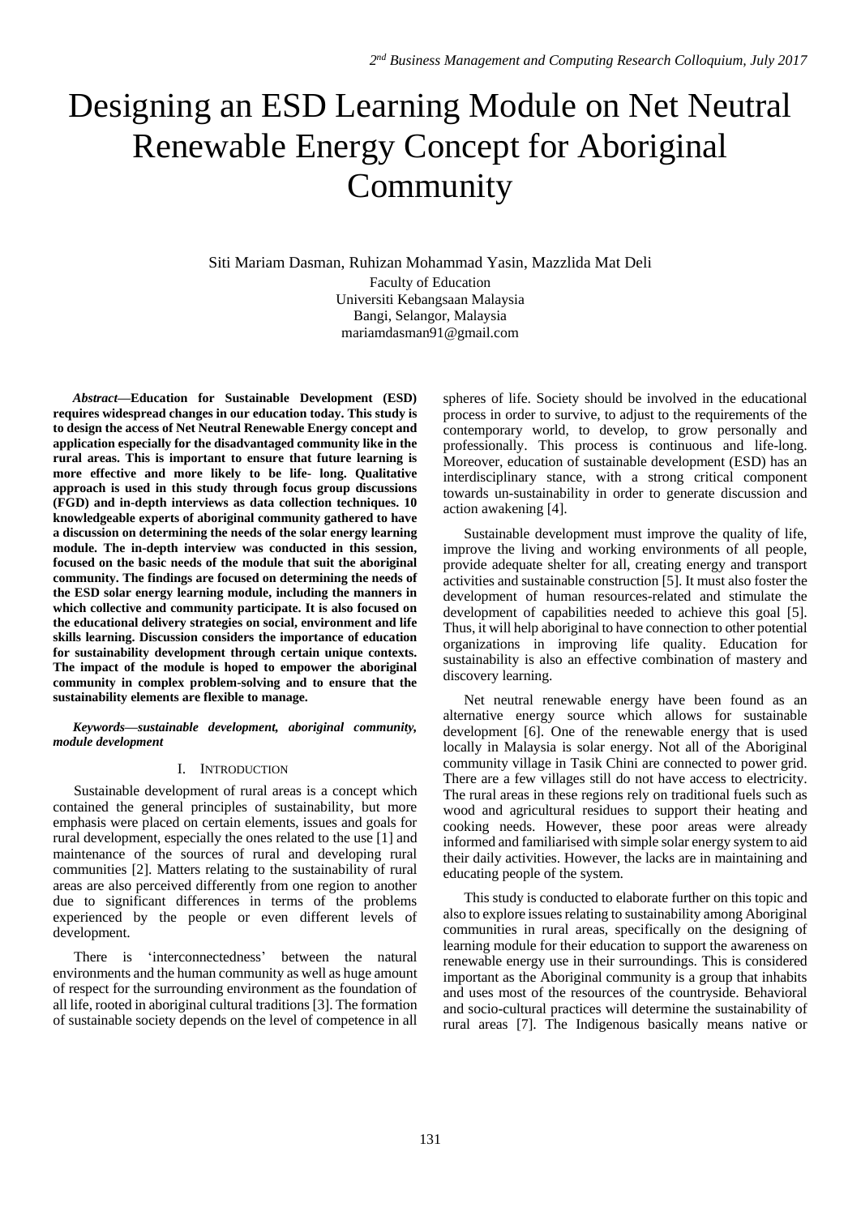# Designing an ESD Learning Module on Net Neutral Renewable Energy Concept for Aboriginal Community

Siti Mariam Dasman, Ruhizan Mohammad Yasin, Mazzlida Mat Deli
Faculty of Education
Universiti Kebangsaan Malaysia
Bangi, Selangor, Malaysia
mariamdasman91@gmail.com

***Abstract*—Education for Sustainable Development (ESD) requires widespread changes in our education today. This study is to design the access of Net Neutral Renewable Energy concept and application especially for the disadvantaged community like in the rural areas. This is important to ensure that future learning is more effective and more likely to be life- long. Qualitative approach is used in this study through focus group discussions (FGD) and in-depth interviews as data collection techniques. 10 knowledgeable experts of aboriginal community gathered to have a discussion on determining the needs of the solar energy learning module. The in-depth interview was conducted in this session, focused on the basic needs of the module that suit the aboriginal community. The findings are focused on determining the needs of the ESD solar energy learning module, including the manners in which collective and community participate. It is also focused on the educational delivery strategies on social, environment and life skills learning. Discussion considers the importance of education for sustainability development through certain unique contexts. The impact of the module is hoped to empower the aboriginal community in complex problem-solving and to ensure that the sustainability elements are flexible to manage.**

***Keywords*—*sustainable development, aboriginal community, module development***

## I. Introduction

Sustainable development of rural areas is a concept which contained the general principles of sustainability, but more emphasis were placed on certain elements, issues and goals for rural development, especially the ones related to the use [1] and maintenance of the sources of rural and developing rural communities [2]. Matters relating to the sustainability of rural areas are also perceived differently from one region to another due to significant differences in terms of the problems experienced by the people or even different levels of development.

There is 'interconnectedness' between the natural environments and the human community as well as huge amount of respect for the surrounding environment as the foundation of all life, rooted in aboriginal cultural traditions [3]. The formation of sustainable society depends on the level of competence in all spheres of life. Society should be involved in the educational process in order to survive, to adjust to the requirements of the contemporary world, to develop, to grow personally and professionally. This process is continuous and life-long. Moreover, education of sustainable development (ESD) has an interdisciplinary stance, with a strong critical component towards un-sustainability in order to generate discussion and action awakening [4].

Sustainable development must improve the quality of life, improve the living and working environments of all people, provide adequate shelter for all, creating energy and transport activities and sustainable construction [5]. It must also foster the development of human resources-related and stimulate the development of capabilities needed to achieve this goal [5]. Thus, it will help aboriginal to have connection to other potential organizations in improving life quality. Education for sustainability is also an effective combination of mastery and discovery learning.

Net neutral renewable energy have been found as an alternative energy source which allows for sustainable development [6]. One of the renewable energy that is used locally in Malaysia is solar energy. Not all of the Aboriginal community village in Tasik Chini are connected to power grid. There are a few villages still do not have access to electricity. The rural areas in these regions rely on traditional fuels such as wood and agricultural residues to support their heating and cooking needs. However, these poor areas were already informed and familiarised with simple solar energy system to aid their daily activities. However, the lacks are in maintaining and educating people of the system.

This study is conducted to elaborate further on this topic and also to explore issues relating to sustainability among Aboriginal communities in rural areas, specifically on the designing of learning module for their education to support the awareness on renewable energy use in their surroundings. This is considered important as the Aboriginal community is a group that inhabits and uses most of the resources of the countryside. Behavioral and socio-cultural practices will determine the sustainability of rural areas [7]. The Indigenous basically means native or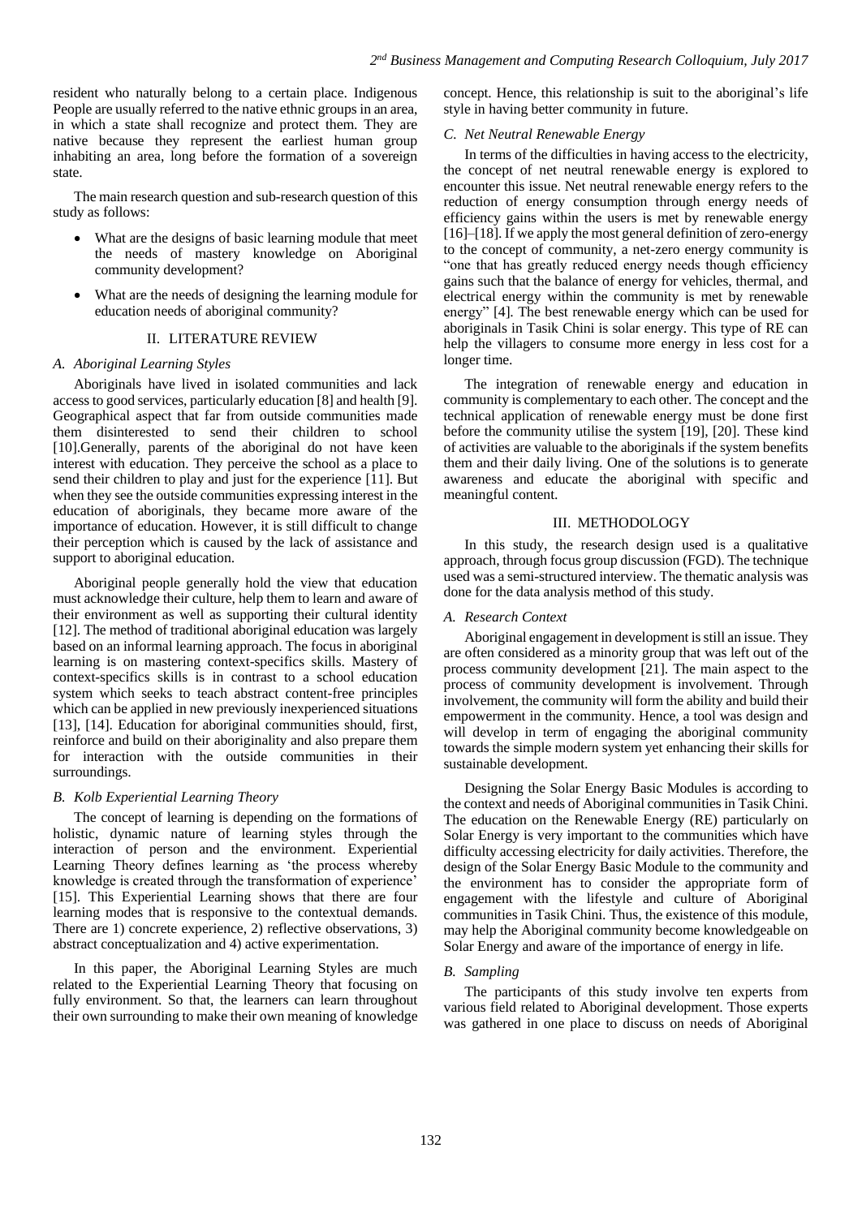resident who naturally belong to a certain place. Indigenous People are usually referred to the native ethnic groups in an area, in which a state shall recognize and protect them. They are native because they represent the earliest human group inhabiting an area, long before the formation of a sovereign state.

The main research question and sub-research question of this study as follows:

- What are the designs of basic learning module that meet the needs of mastery knowledge on Aboriginal community development?
- What are the needs of designing the learning module for education needs of aboriginal community?

## II. LITERATURE REVIEW

### A. Aboriginal Learning Styles

Aboriginals have lived in isolated communities and lack access to good services, particularly education [8] and health [9]. Geographical aspect that far from outside communities made them disinterested to send their children to school [10].Generally, parents of the aboriginal do not have keen interest with education. They perceive the school as a place to send their children to play and just for the experience [11]. But when they see the outside communities expressing interest in the education of aboriginals, they became more aware of the importance of education. However, it is still difficult to change their perception which is caused by the lack of assistance and support to aboriginal education.

Aboriginal people generally hold the view that education must acknowledge their culture, help them to learn and aware of their environment as well as supporting their cultural identity [12]. The method of traditional aboriginal education was largely based on an informal learning approach. The focus in aboriginal learning is on mastering context-specifics skills. Mastery of context-specifics skills is in contrast to a school education system which seeks to teach abstract content-free principles which can be applied in new previously inexperienced situations [13], [14]. Education for aboriginal communities should, first, reinforce and build on their aboriginality and also prepare them for interaction with the outside communities in their surroundings.

### B. Kolb Experiential Learning Theory

The concept of learning is depending on the formations of holistic, dynamic nature of learning styles through the interaction of person and the environment. Experiential Learning Theory defines learning as 'the process whereby knowledge is created through the transformation of experience' [15]. This Experiential Learning shows that there are four learning modes that is responsive to the contextual demands. There are 1) concrete experience, 2) reflective observations, 3) abstract conceptualization and 4) active experimentation.

In this paper, the Aboriginal Learning Styles are much related to the Experiential Learning Theory that focusing on fully environment. So that, the learners can learn throughout their own surrounding to make their own meaning of knowledge concept. Hence, this relationship is suit to the aboriginal's life style in having better community in future.

### C. Net Neutral Renewable Energy

In terms of the difficulties in having access to the electricity, the concept of net neutral renewable energy is explored to encounter this issue. Net neutral renewable energy refers to the reduction of energy consumption through energy needs of efficiency gains within the users is met by renewable energy [16]–[18]. If we apply the most general definition of zero-energy to the concept of community, a net-zero energy community is "one that has greatly reduced energy needs though efficiency gains such that the balance of energy for vehicles, thermal, and electrical energy within the community is met by renewable energy" [4]. The best renewable energy which can be used for aboriginals in Tasik Chini is solar energy. This type of RE can help the villagers to consume more energy in less cost for a longer time.

The integration of renewable energy and education in community is complementary to each other. The concept and the technical application of renewable energy must be done first before the community utilise the system [19], [20]. These kind of activities are valuable to the aboriginals if the system benefits them and their daily living. One of the solutions is to generate awareness and educate the aboriginal with specific and meaningful content.

## III. METHODOLOGY

In this study, the research design used is a qualitative approach, through focus group discussion (FGD). The technique used was a semi-structured interview. The thematic analysis was done for the data analysis method of this study.

### A. Research Context

Aboriginal engagement in development is still an issue. They are often considered as a minority group that was left out of the process community development [21]. The main aspect to the process of community development is involvement. Through involvement, the community will form the ability and build their empowerment in the community. Hence, a tool was design and will develop in term of engaging the aboriginal community towards the simple modern system yet enhancing their skills for sustainable development.

Designing the Solar Energy Basic Modules is according to the context and needs of Aboriginal communities in Tasik Chini. The education on the Renewable Energy (RE) particularly on Solar Energy is very important to the communities which have difficulty accessing electricity for daily activities. Therefore, the design of the Solar Energy Basic Module to the community and the environment has to consider the appropriate form of engagement with the lifestyle and culture of Aboriginal communities in Tasik Chini. Thus, the existence of this module, may help the Aboriginal community become knowledgeable on Solar Energy and aware of the importance of energy in life.

### B. Sampling

The participants of this study involve ten experts from various field related to Aboriginal development. Those experts was gathered in one place to discuss on needs of Aboriginal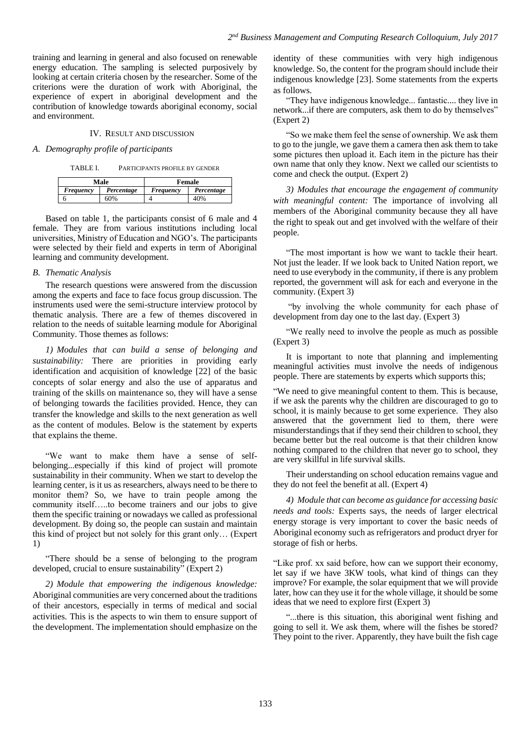training and learning in general and also focused on renewable energy education. The sampling is selected purposively by looking at certain criteria chosen by the researcher. Some of the criterions were the duration of work with Aboriginal, the experience of expert in aboriginal development and the contribution of knowledge towards aboriginal economy, social and environment.

## IV. Result and Discussion

### A. Demography profile of participants

TABLE I. PARTICIPANTS PROFILE BY GENDER

| Male | | Female | |
|---|---|---|---|
| *Frequency* | *Percentage* | *Frequency* | *Percentage* |
| 6 | 60% | 4 | 40% |

Based on table 1, the participants consist of 6 male and 4 female. They are from various institutions including local universities, Ministry of Education and NGO's. The participants were selected by their field and experts in term of Aboriginal learning and community development.

### B. Thematic Analysis

The research questions were answered from the discussion among the experts and face to face focus group discussion. The instruments used were the semi-structure interview protocol by thematic analysis. There are a few of themes discovered in relation to the needs of suitable learning module for Aboriginal Community. Those themes as follows:

*1) Modules that can build a sense of belonging and sustainability:* There are priorities in providing early identification and acquisition of knowledge [22] of the basic concepts of solar energy and also the use of apparatus and training of the skills on maintenance so, they will have a sense of belonging towards the facilities provided. Hence, they can transfer the knowledge and skills to the next generation as well as the content of modules. Below is the statement by experts that explains the theme.

"We want to make them have a sense of self-belonging...especially if this kind of project will promote sustainability in their community. When we start to develop the learning center, is it us as researchers, always need to be there to monitor them? So, we have to train people among the community itself…..to become trainers and our jobs to give them the specific training or nowadays we called as professional development. By doing so, the people can sustain and maintain this kind of project but not solely for this grant only… (Expert 1)

"There should be a sense of belonging to the program developed, crucial to ensure sustainability" (Expert 2)

*2) Module that empowering the indigenous knowledge:* Aboriginal communities are very concerned about the traditions of their ancestors, especially in terms of medical and social activities. This is the aspects to win them to ensure support of the development. The implementation should emphasize on the identity of these communities with very high indigenous knowledge. So, the content for the program should include their indigenous knowledge [23]. Some statements from the experts as follows.

"They have indigenous knowledge... fantastic.... they live in network...if there are computers, ask them to do by themselves" (Expert 2)

"So we make them feel the sense of ownership. We ask them to go to the jungle, we gave them a camera then ask them to take some pictures then upload it. Each item in the picture has their own name that only they know. Next we called our scientists to come and check the output. (Expert 2)

*3) Modules that encourage the engagement of community with meaningful content:* The importance of involving all members of the Aboriginal community because they all have the right to speak out and get involved with the welfare of their people.

"The most important is how we want to tackle their heart. Not just the leader. If we look back to United Nation report, we need to use everybody in the community, if there is any problem reported, the government will ask for each and everyone in the community. (Expert 3)

"by involving the whole community for each phase of development from day one to the last day. (Expert 3)

"We really need to involve the people as much as possible (Expert 3)

It is important to note that planning and implementing meaningful activities must involve the needs of indigenous people. There are statements by experts which supports this;

"We need to give meaningful content to them. This is because, if we ask the parents why the children are discouraged to go to school, it is mainly because to get some experience. They also answered that the government lied to them, there were misunderstandings that if they send their children to school, they became better but the real outcome is that their children know nothing compared to the children that never go to school, they are very skillful in life survival skills.

Their understanding on school education remains vague and they do not feel the benefit at all. (Expert 4)

*4) Module that can become as guidance for accessing basic needs and tools:* Experts says, the needs of larger electrical energy storage is very important to cover the basic needs of Aboriginal economy such as refrigerators and product dryer for storage of fish or herbs.

"Like prof. xx said before, how can we support their economy, let say if we have 3KW tools, what kind of things can they improve? For example, the solar equipment that we will provide later, how can they use it for the whole village, it should be some ideas that we need to explore first (Expert 3)

"...there is this situation, this aboriginal went fishing and going to sell it. We ask them, where will the fishes be stored? They point to the river. Apparently, they have built the fish cage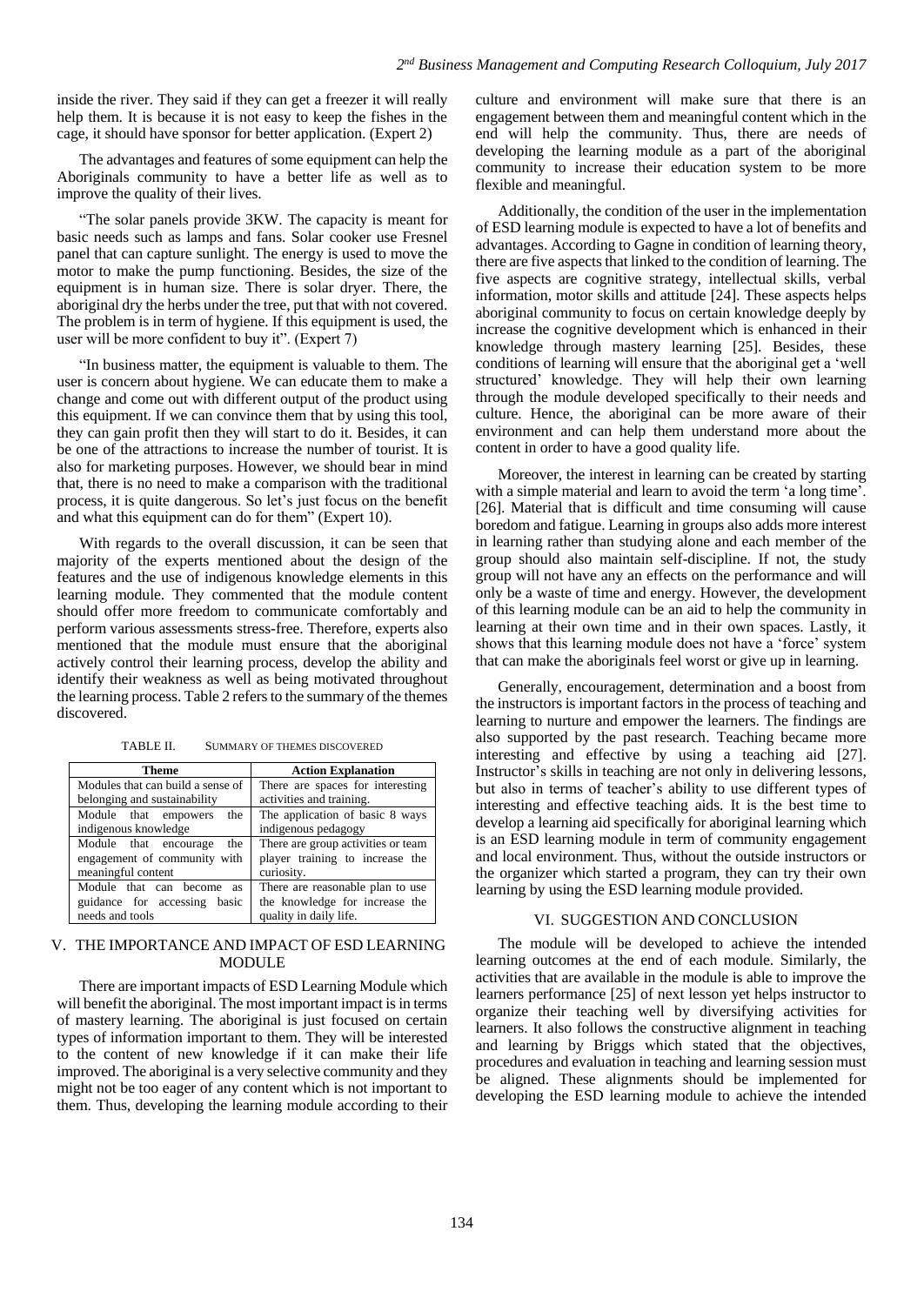inside the river. They said if they can get a freezer it will really help them. It is because it is not easy to keep the fishes in the cage, it should have sponsor for better application. (Expert 2)

The advantages and features of some equipment can help the Aboriginals community to have a better life as well as to improve the quality of their lives.

"The solar panels provide 3KW. The capacity is meant for basic needs such as lamps and fans. Solar cooker use Fresnel panel that can capture sunlight. The energy is used to move the motor to make the pump functioning. Besides, the size of the equipment is in human size. There is solar dryer. There, the aboriginal dry the herbs under the tree, put that with not covered. The problem is in term of hygiene. If this equipment is used, the user will be more confident to buy it". (Expert 7)

"In business matter, the equipment is valuable to them. The user is concern about hygiene. We can educate them to make a change and come out with different output of the product using this equipment. If we can convince them that by using this tool, they can gain profit then they will start to do it. Besides, it can be one of the attractions to increase the number of tourist. It is also for marketing purposes. However, we should bear in mind that, there is no need to make a comparison with the traditional process, it is quite dangerous. So let's just focus on the benefit and what this equipment can do for them" (Expert 10).

With regards to the overall discussion, it can be seen that majority of the experts mentioned about the design of the features and the use of indigenous knowledge elements in this learning module. They commented that the module content should offer more freedom to communicate comfortably and perform various assessments stress-free. Therefore, experts also mentioned that the module must ensure that the aboriginal actively control their learning process, develop the ability and identify their weakness as well as being motivated throughout the learning process. Table 2 refers to the summary of the themes discovered.

TABLE II. SUMMARY OF THEMES DISCOVERED

| Theme | Action Explanation |
|---|---|
| Modules that can build a sense of belonging and sustainability | There are spaces for interesting activities and training. |
| Module that empowers the indigenous knowledge | The application of basic 8 ways indigenous pedagogy |
| Module that encourage the engagement of community with meaningful content | There are group activities or team player training to increase the curiosity. |
| Module that can become as guidance for accessing basic needs and tools | There are reasonable plan to use the knowledge for increase the quality in daily life. |

## V. THE IMPORTANCE AND IMPACT OF ESD LEARNING MODULE

There are important impacts of ESD Learning Module which will benefit the aboriginal. The most important impact is in terms of mastery learning. The aboriginal is just focused on certain types of information important to them. They will be interested to the content of new knowledge if it can make their life improved. The aboriginal is a very selective community and they might not be too eager of any content which is not important to them. Thus, developing the learning module according to their culture and environment will make sure that there is an engagement between them and meaningful content which in the end will help the community. Thus, there are needs of developing the learning module as a part of the aboriginal community to increase their education system to be more flexible and meaningful.

Additionally, the condition of the user in the implementation of ESD learning module is expected to have a lot of benefits and advantages. According to Gagne in condition of learning theory, there are five aspects that linked to the condition of learning. The five aspects are cognitive strategy, intellectual skills, verbal information, motor skills and attitude [24]. These aspects helps aboriginal community to focus on certain knowledge deeply by increase the cognitive development which is enhanced in their knowledge through mastery learning [25]. Besides, these conditions of learning will ensure that the aboriginal get a 'well structured' knowledge. They will help their own learning through the module developed specifically to their needs and culture. Hence, the aboriginal can be more aware of their environment and can help them understand more about the content in order to have a good quality life.

Moreover, the interest in learning can be created by starting with a simple material and learn to avoid the term 'a long time'. [26]. Material that is difficult and time consuming will cause boredom and fatigue. Learning in groups also adds more interest in learning rather than studying alone and each member of the group should also maintain self-discipline. If not, the study group will not have any an effects on the performance and will only be a waste of time and energy. However, the development of this learning module can be an aid to help the community in learning at their own time and in their own spaces. Lastly, it shows that this learning module does not have a 'force' system that can make the aboriginals feel worst or give up in learning.

Generally, encouragement, determination and a boost from the instructors is important factors in the process of teaching and learning to nurture and empower the learners. The findings are also supported by the past research. Teaching became more interesting and effective by using a teaching aid [27]. Instructor's skills in teaching are not only in delivering lessons, but also in terms of teacher's ability to use different types of interesting and effective teaching aids. It is the best time to develop a learning aid specifically for aboriginal learning which is an ESD learning module in term of community engagement and local environment. Thus, without the outside instructors or the organizer which started a program, they can try their own learning by using the ESD learning module provided.

## VI. SUGGESTION AND CONCLUSION

The module will be developed to achieve the intended learning outcomes at the end of each module. Similarly, the activities that are available in the module is able to improve the learners performance [25] of next lesson yet helps instructor to organize their teaching well by diversifying activities for learners. It also follows the constructive alignment in teaching and learning by Briggs which stated that the objectives, procedures and evaluation in teaching and learning session must be aligned. These alignments should be implemented for developing the ESD learning module to achieve the intended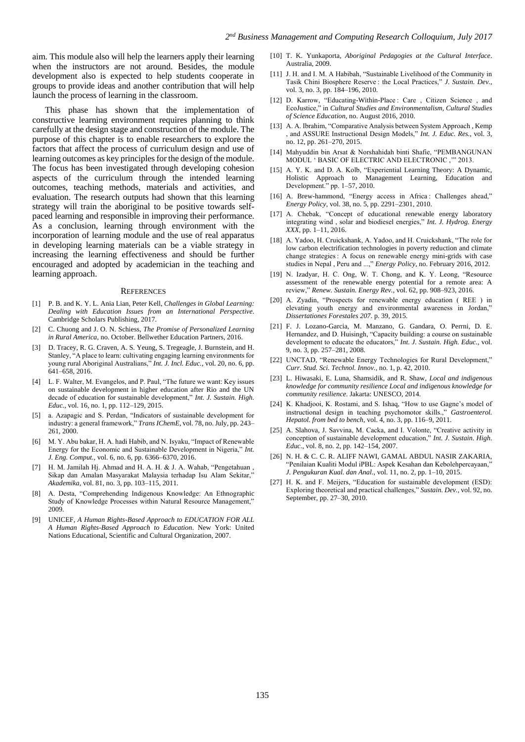aim. This module also will help the learners apply their learning when the instructors are not around. Besides, the module development also is expected to help students cooperate in groups to provide ideas and another contribution that will help launch the process of learning in the classroom.

This phase has shown that the implementation of constructive learning environment requires planning to think carefully at the design stage and construction of the module. The purpose of this chapter is to enable researchers to explore the factors that affect the process of curriculum design and use of learning outcomes as key principles for the design of the module. The focus has been investigated through developing cohesion aspects of the curriculum through the intended learning outcomes, teaching methods, materials and activities, and evaluation. The research outputs had shown that this learning strategy will train the aboriginal to be positive towards self-paced learning and responsible in improving their performance. As a conclusion, learning through environment with the incorporation of learning module and the use of real apparatus in developing learning materials can be a viable strategy in increasing the learning effectiveness and should be further encouraged and adopted by academician in the teaching and learning approach.

## REFERENCES

[1] P. B. and K. Y. L. Ania Lian, Peter Kell, *Challenges in Global Learning: Dealing with Education Issues from an International Perspective*. Cambridge Scholars Publishing, 2017.

[2] C. Chuong and J. O. N. Schiess, *The Promise of Personalized Learning in Rural America*, no. October. Bellwether Education Partners, 2016.

[3] D. Tracey, R. G. Craven, A. S. Yeung, S. Tregeagle, J. Burnstein, and H. Stanley, "A place to learn: cultivating engaging learning environments for young rural Aboriginal Australians," *Int. J. Incl. Educ.*, vol. 20, no. 6, pp. 641–658, 2016.

[4] L. F. Walter, M. Evangelos, and P. Paul, "The future we want: Key issues on sustainable development in higher education after Rio and the UN decade of education for sustainable development," *Int. J. Sustain. High. Educ.*, vol. 16, no. 1, pp. 112–129, 2015.

[5] a. Azapagic and S. Perdan, "Indicators of sustainable development for industry: a general framework," *Trans IChemE*, vol. 78, no. July, pp. 243–261, 2000.

[6] M. Y. Abu bakar, H. A. hadi Habib, and N. Isyaku, "Impact of Renewable Energy for the Economic and Sustainable Development in Nigeria," *Int. J. Eng. Comput.*, vol. 6, no. 6, pp. 6366–6370, 2016.

[7] H. M. Jamilah Hj. Ahmad and H. A. H. & J. A. Wahab, "Pengetahuan , Sikap dan Amalan Masyarakat Malaysia terhadap Isu Alam Sekitar," *Akademika*, vol. 81, no. 3, pp. 103–115, 2011.

[8] A. Desta, "Comprehending Indigenous Knowledge: An Ethnographic Study of Knowledge Processes within Natural Resource Management," 2009.

[9] UNICEF, *A Human Rights-Based Approach to EDUCATION FOR ALL A Human Rights-Based Approach to Education*. New York: United Nations Educational, Scientific and Cultural Organization, 2007.

[10] T. K. Yunkaporta, *Aboriginal Pedagogies at the Cultural Interface*. Australia, 2009.

[11] J. H. and I. M. A Habibah, "Sustainable Livelihood of the Community in Tasik Chini Biosphere Reserve : the Local Practices," *J. Sustain. Dev.*, vol. 3, no. 3, pp. 184–196, 2010.

[12] D. Karrow, "Educating-Within-Place : Care , Citizen Science , and EcoJustice," in *Cultural Studies and Environmentalism, Cultural Studies of Science Education*, no. August 2016, 2010.

[13] A. A. Ibrahim, "Comparative Analysis between System Approach , Kemp , and ASSURE Instructional Design Models," *Int. J. Educ. Res.*, vol. 3, no. 12, pp. 261–270, 2015.

[14] Mahyuddin bin Arsat & Norshahidah binti Shafie, "PEMBANGUNAN MODUL ' BASIC OF ELECTRIC AND ELECTRONIC ,'" 2013.

[15] A. Y. K. and D. A. Kolb, "Experiential Learning Theory: A Dynamic, Holistic Approach to Management Learning, Education and Development." pp. 1–57, 2010.

[16] A. Brew-hammond, "Energy access in Africa : Challenges ahead," *Energy Policy*, vol. 38, no. 5, pp. 2291–2301, 2010.

[17] A. Chebak, "Concept of educational renewable energy laboratory integrating wind , solar and biodiesel energies," *Int. J. Hydrog. Energy XXX*, pp. 1–11, 2016.

[18] A. Yadoo, H. Cruickshank, A. Yadoo, and H. Cruickshank, "The role for low carbon electrification technologies in poverty reduction and climate change strategies : A focus on renewable energy mini-grids with case studies in Nepal , Peru and ...," *Energy Policy*, no. February 2016, 2012.

[19] N. Izadyar, H. C. Ong, W. T. Chong, and K. Y. Leong, "Resource assessment of the renewable energy potential for a remote area: A review," *Renew. Sustain. Energy Rev.*, vol. 62, pp. 908–923, 2016.

[20] A. Zyadin, "Prospects for renewable energy education ( REE ) in elevating youth energy and environmental awareness in Jordan," *Dissertationes Forestales 207*. p. 39, 2015.

[21] F. J. Lozano-Garcia, M. Manzano, G. Gandara, O. Perrni, D. E. Hernandez, and D. Huisingh, "Capacity building: a course on sustainable development to educate the educators," *Int. J. Sustain. High. Educ.*, vol. 9, no. 3, pp. 257–281, 2008.

[22] UNCTAD, "Renewable Energy Technologies for Rural Development," *Curr. Stud. Sci. Technol. Innov.*, no. 1, p. 42, 2010.

[23] L. Hiwasaki, E. Luna, Shamsidik, and R. Shaw, *Local and indigenous knowledge for community resilience Local and indigenous knowledge for community resilience*. Jakarta: UNESCO, 2014.

[24] K. Khadjooi, K. Rostami, and S. Ishaq, "How to use Gagne's model of instructional design in teaching psychomotor skills.," *Gastroenterol. Hepatol. from bed to bench*, vol. 4, no. 3, pp. 116–9, 2011.

[25] A. Slahova, J. Savvina, M. Cacka, and I. Volonte, "Creative activity in conception of sustainable development education," *Int. J. Sustain. High. Educ.*, vol. 8, no. 2, pp. 142–154, 2007.

[26] N. H. & C. C. R. ALIFF NAWI, GAMAL ABDUL NASIR ZAKARIA, "Penilaian Kualiti Modul iPBL: Aspek Kesahan dan Kebolehpercayaan," *J. Pengukuran Kual. dan Anal.*, vol. 11, no. 2, pp. 1–10, 2015.

[27] H. K. and F. Meijers, "Education for sustainable development (ESD): Exploring theoretical and practical challenges," *Sustain. Dev.*, vol. 92, no. September, pp. 27–30, 2010.